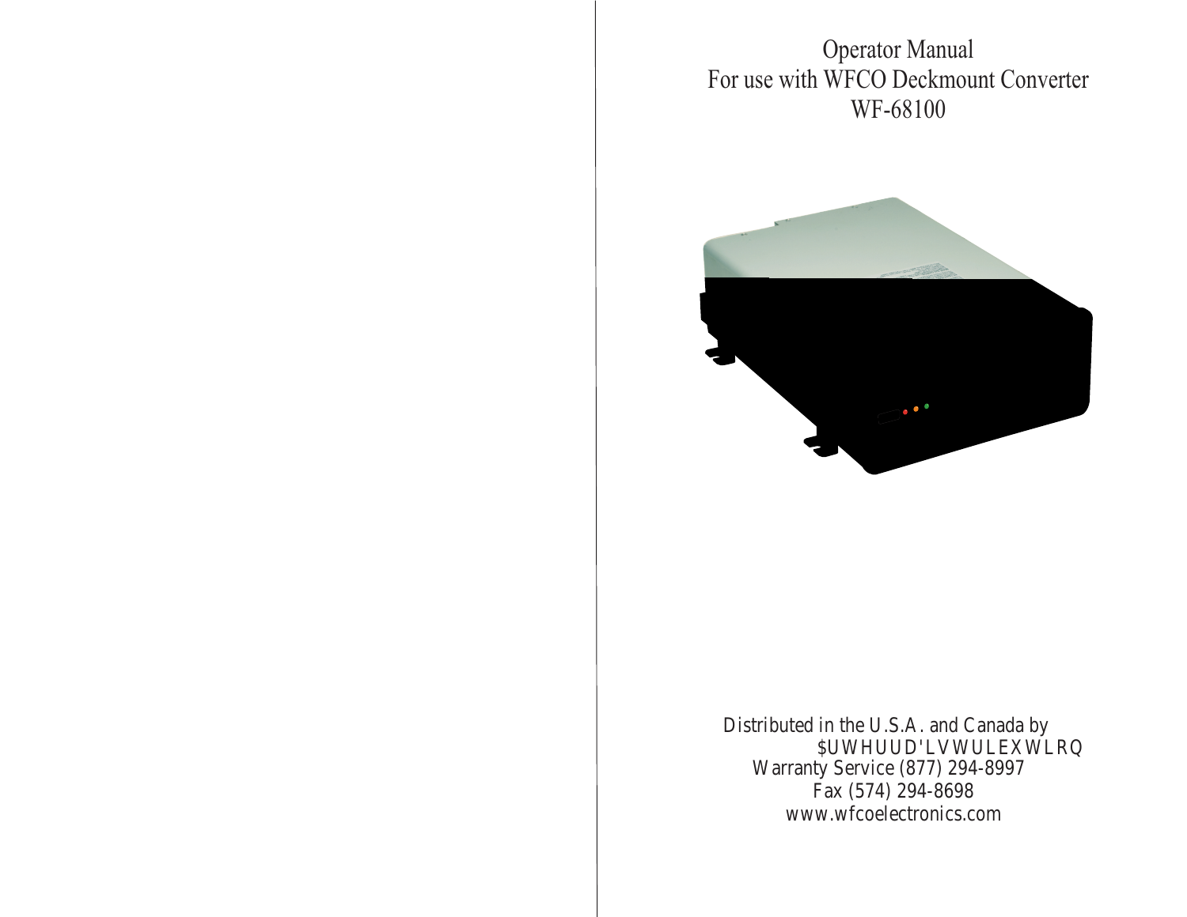# Operator Manual
## For use with WFCO Deckmount Converter
## WF-68100

Distributed in the U.S.A. and Canada by
$UWHUUD'LVWULEXWLRQ
Warranty Service (877) 294-8997
Fax (574) 294-8698
www.wfcoelectronics.com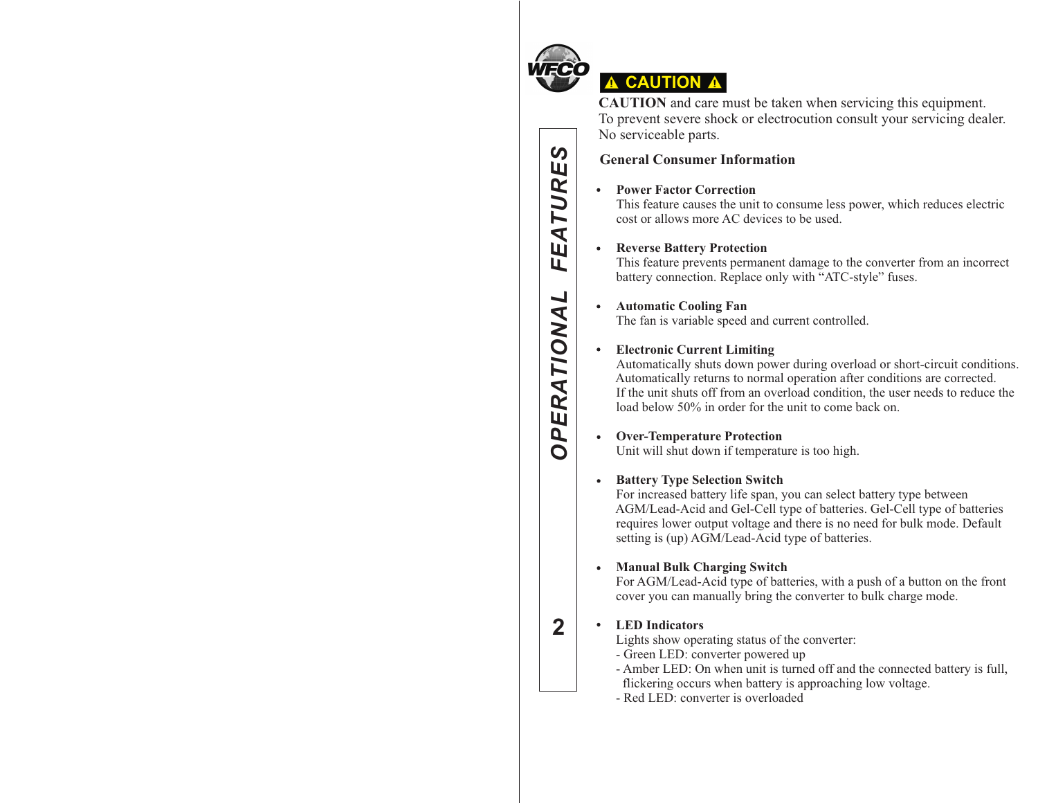**⚠ CAUTION ⚠**

**CAUTION** and care must be taken when servicing this equipment. To prevent severe shock or electrocution consult your servicing dealer. No serviceable parts.

# OPERATIONAL FEATURES

## General Consumer Information

- **Power Factor Correction**
  This feature causes the unit to consume less power, which reduces electric cost or allows more AC devices to be used.

- **Reverse Battery Protection**
  This feature prevents permanent damage to the converter from an incorrect battery connection. Replace only with "ATC-style" fuses.

- **Automatic Cooling Fan**
  The fan is variable speed and current controlled.

- **Electronic Current Limiting**
  Automatically shuts down power during overload or short-circuit conditions. Automatically returns to normal operation after conditions are corrected. If the unit shuts off from an overload condition, the user needs to reduce the load below 50% in order for the unit to come back on.

- **Over-Temperature Protection**
  Unit will shut down if temperature is too high.

- **Battery Type Selection Switch**
  For increased battery life span, you can select battery type between AGM/Lead-Acid and Gel-Cell type of batteries. Gel-Cell type of batteries requires lower output voltage and there is no need for bulk mode. Default setting is (up) AGM/Lead-Acid type of batteries.

- **Manual Bulk Charging Switch**
  For AGM/Lead-Acid type of batteries, with a push of a button on the front cover you can manually bring the converter to bulk charge mode.

- **LED Indicators**
  Lights show operating status of the converter:
  - Green LED: converter powered up
  - Amber LED: On when unit is turned off and the connected battery is full, flickering occurs when battery is approaching low voltage.
  - Red LED: converter is overloaded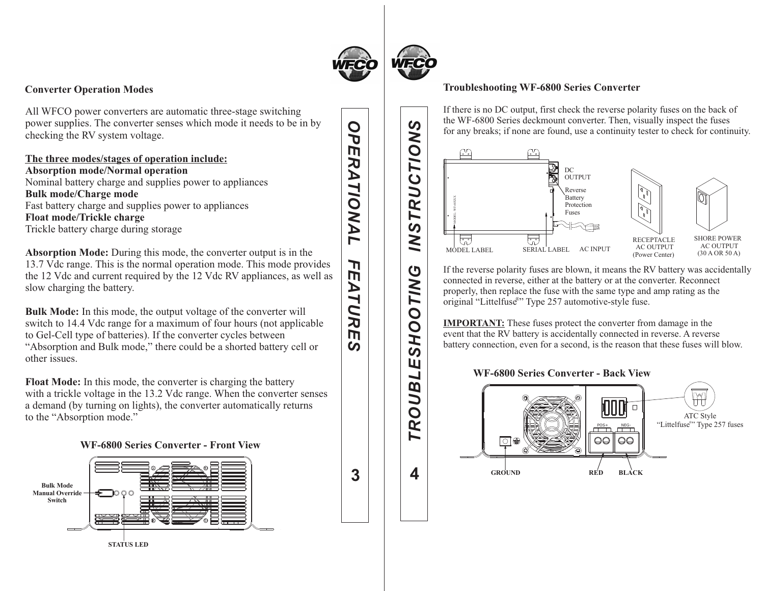## Converter Operation Modes

All WFCO power converters are automatic three-stage switching power supplies. The converter senses which mode it needs to be in by checking the RV system voltage.

**The three modes/stages of operation include:**

**Absorption mode/Normal operation**
Nominal battery charge and supplies power to appliances

**Bulk mode/Charge mode**
Fast battery charge and supplies power to appliances

**Float mode/Trickle charge**
Trickle battery charge during storage

**Absorption Mode:** During this mode, the converter output is in the 13.7 Vdc range. This is the normal operation mode. This mode provides the 12 Vdc and current required by the 12 Vdc RV appliances, as well as slow charging the battery.

**Bulk Mode:** In this mode, the output voltage of the converter will switch to 14.4 Vdc range for a maximum of four hours (not applicable to Gel-Cell type of batteries). If the converter cycles between "Absorption and Bulk mode," there could be a shorted battery cell or other issues.

**Float Mode:** In this mode, the converter is charging the battery with a trickle voltage in the 13.2 Vdc range. When the converter senses a demand (by turning on lights), the converter automatically returns to the "Absorption mode."

**WF-6800 Series Converter - Front View**

Bulk Mode Manual Override Switch

STATUS LED

OPERATIONAL FEATURES

TROUBLESHOOTING INSTRUCTIONS

## Troubleshooting WF-6800 Series Converter

If there is no DC output, first check the reverse polarity fuses on the back of the WF-6800 Series deckmount converter. Then, visually inspect the fuses for any breaks; if none are found, use a continuity tester to check for continuity.

DC OUTPUT

Reverse Battery Protection Fuses

MODEL LABEL SERIAL LABEL AC INPUT

RECEPTACLE AC OUTPUT (Power Center)

SHORE POWER AC OUTPUT (30 A OR 50 A)

If the reverse polarity fuses are blown, it means the RV battery was accidentally connected in reverse, either at the battery or at the converter. Reconnect properly, then replace the fuse with the same type and amp rating as the original "Littelfuse®" Type 257 automotive-style fuse.

**IMPORTANT:** These fuses protect the converter from damage in the event that the RV battery is accidentally connected in reverse. A reverse battery connection, even for a second, is the reason that these fuses will blow.

**WF-6800 Series Converter - Back View**

ATC Style "Littelfuse®" Type 257 fuses

POS+ NEG-

GROUND RED BLACK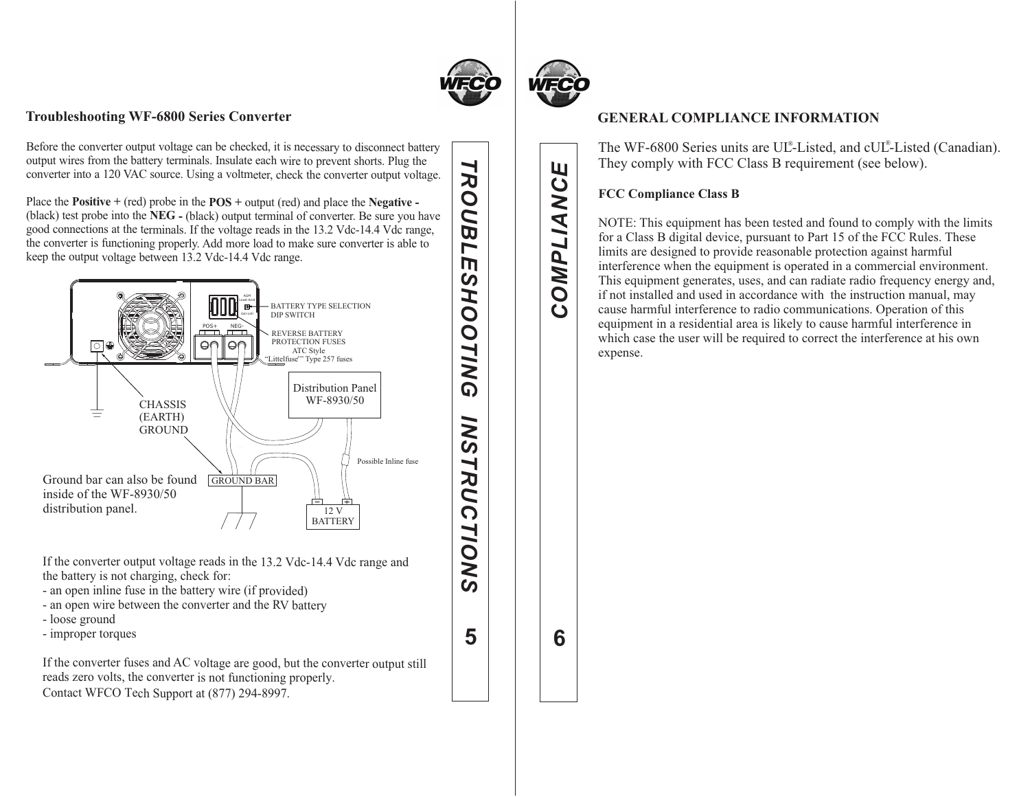## Troubleshooting WF-6800 Series Converter

Before the converter output voltage can be checked, it is necessary to disconnect battery output wires from the battery terminals. Insulate each wire to prevent shorts. Plug the converter into a 120 VAC source. Using a voltmeter, check the converter output voltage.

Place the **Positive +** (red) probe in the **POS +** output (red) and place the **Negative -** (black) test probe into the **NEG -** (black) output terminal of converter. Be sure you have good connections at the terminals. If the voltage reads in the 13.2 Vdc-14.4 Vdc range, the converter is functioning properly. Add more load to make sure converter is able to keep the output voltage between 13.2 Vdc-14.4 Vdc range.

BATTERY TYPE SELECTION DIP SWITCH

REVERSE BATTERY PROTECTION FUSES ATC Style "Littelfuse" Type 257 fuses

POS+ NEG-

Distribution Panel WF-8930/50

CHASSIS (EARTH) GROUND

Possible Inline fuse

Ground bar can also be found inside of the WF-8930/50 distribution panel.

GROUND BAR

12 V BATTERY

If the converter output voltage reads in the 13.2 Vdc-14.4 Vdc range and the battery is not charging, check for:

- an open inline fuse in the battery wire (if provided)
- an open wire between the converter and the RV battery
- loose ground
- improper torques

If the converter fuses and AC voltage are good, but the converter output still reads zero volts, the converter is not functioning properly.
Contact WFCO Tech Support at (877) 294-8997.

TROUBLESHOOTING INSTRUCTIONS

## GENERAL COMPLIANCE INFORMATION

The WF-6800 Series units are UL®-Listed, and cUL®-Listed (Canadian). They comply with FCC Class B requirement (see below).

### FCC Compliance Class B

NOTE: This equipment has been tested and found to comply with the limits for a Class B digital device, pursuant to Part 15 of the FCC Rules. These limits are designed to provide reasonable protection against harmful interference when the equipment is operated in a commercial environment. This equipment generates, uses, and can radiate radio frequency energy and, if not installed and used in accordance with the instruction manual, may cause harmful interference to radio communications. Operation of this equipment in a residential area is likely to cause harmful interference in which case the user will be required to correct the interference at his own expense.

COMPLIANCE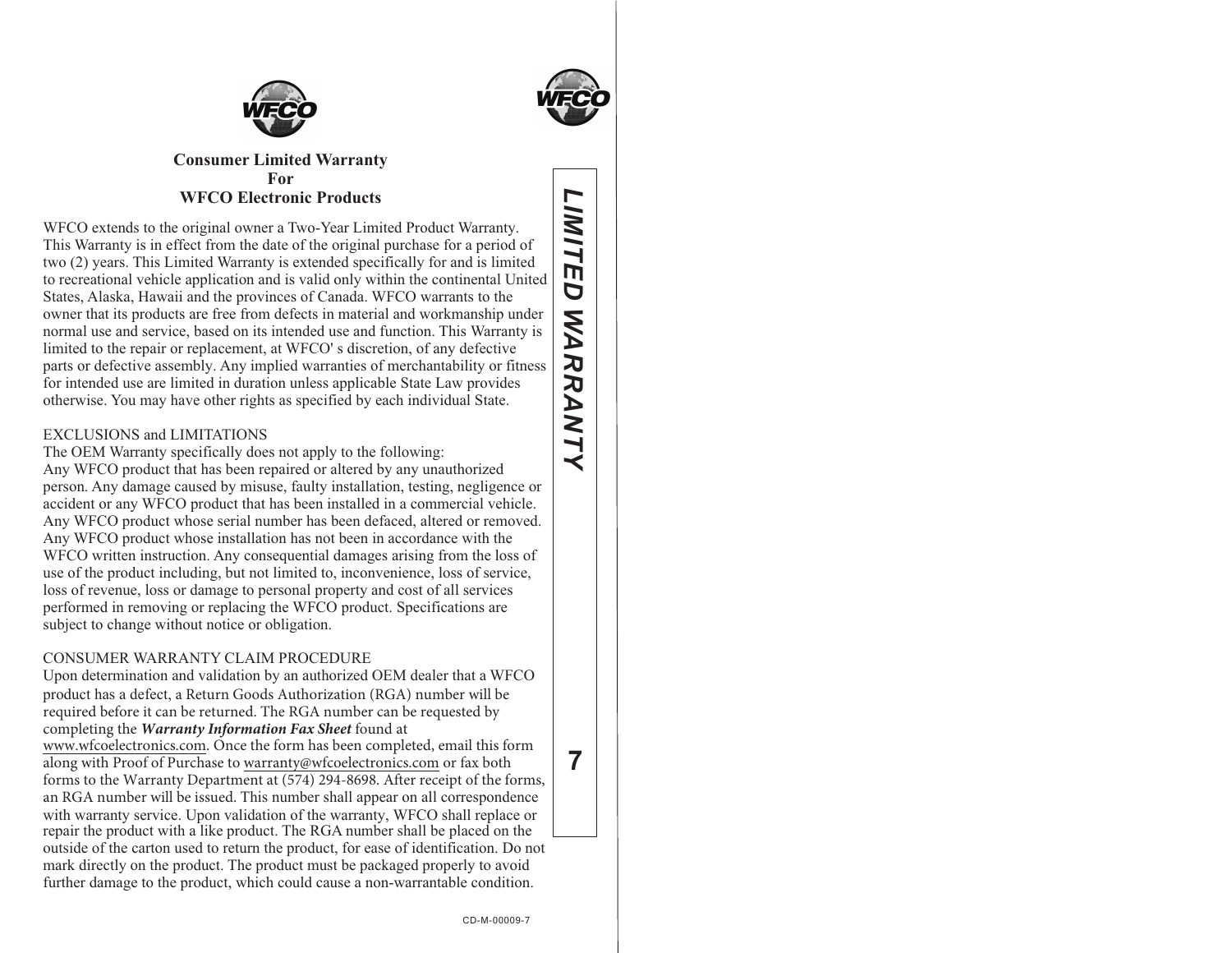# Consumer Limited Warranty For WFCO Electronic Products

WFCO extends to the original owner a Two-Year Limited Product Warranty. This Warranty is in effect from the date of the original purchase for a period of two (2) years. This Limited Warranty is extended specifically for and is limited to recreational vehicle application and is valid only within the continental United States, Alaska, Hawaii and the provinces of Canada. WFCO warrants to the owner that its products are free from defects in material and workmanship under normal use and service, based on its intended use and function. This Warranty is limited to the repair or replacement, at WFCO' s discretion, of any defective parts or defective assembly. Any implied warranties of merchantability or fitness for intended use are limited in duration unless applicable State Law provides otherwise. You may have other rights as specified by each individual State.

EXCLUSIONS and LIMITATIONS

The OEM Warranty specifically does not apply to the following:
Any WFCO product that has been repaired or altered by any unauthorized person. Any damage caused by misuse, faulty installation, testing, negligence or accident or any WFCO product that has been installed in a commercial vehicle. Any WFCO product whose serial number has been defaced, altered or removed. Any WFCO product whose installation has not been in accordance with the WFCO written instruction. Any consequential damages arising from the loss of use of the product including, but not limited to, inconvenience, loss of service, loss of revenue, loss or damage to personal property and cost of all services performed in removing or replacing the WFCO product. Specifications are subject to change without notice or obligation.

CONSUMER WARRANTY CLAIM PROCEDURE

Upon determination and validation by an authorized OEM dealer that a WFCO product has a defect, a Return Goods Authorization (RGA) number will be required before it can be returned. The RGA number can be requested by completing the ***Warranty Information Fax Sheet*** found at www.wfcoelectronics.com. Once the form has been completed, email this form along with Proof of Purchase to warranty@wfcoelectronics.com or fax both forms to the Warranty Department at (574) 294-8698. After receipt of the forms, an RGA number will be issued. This number shall appear on all correspondence with warranty service. Upon validation of the warranty, WFCO shall replace or repair the product with a like product. The RGA number shall be placed on the outside of the carton used to return the product, for ease of identification. Do not mark directly on the product. The product must be packaged properly to avoid further damage to the product, which could cause a non-warrantable condition.

CD-M-00009-7

***LIMITED WARRANTY***